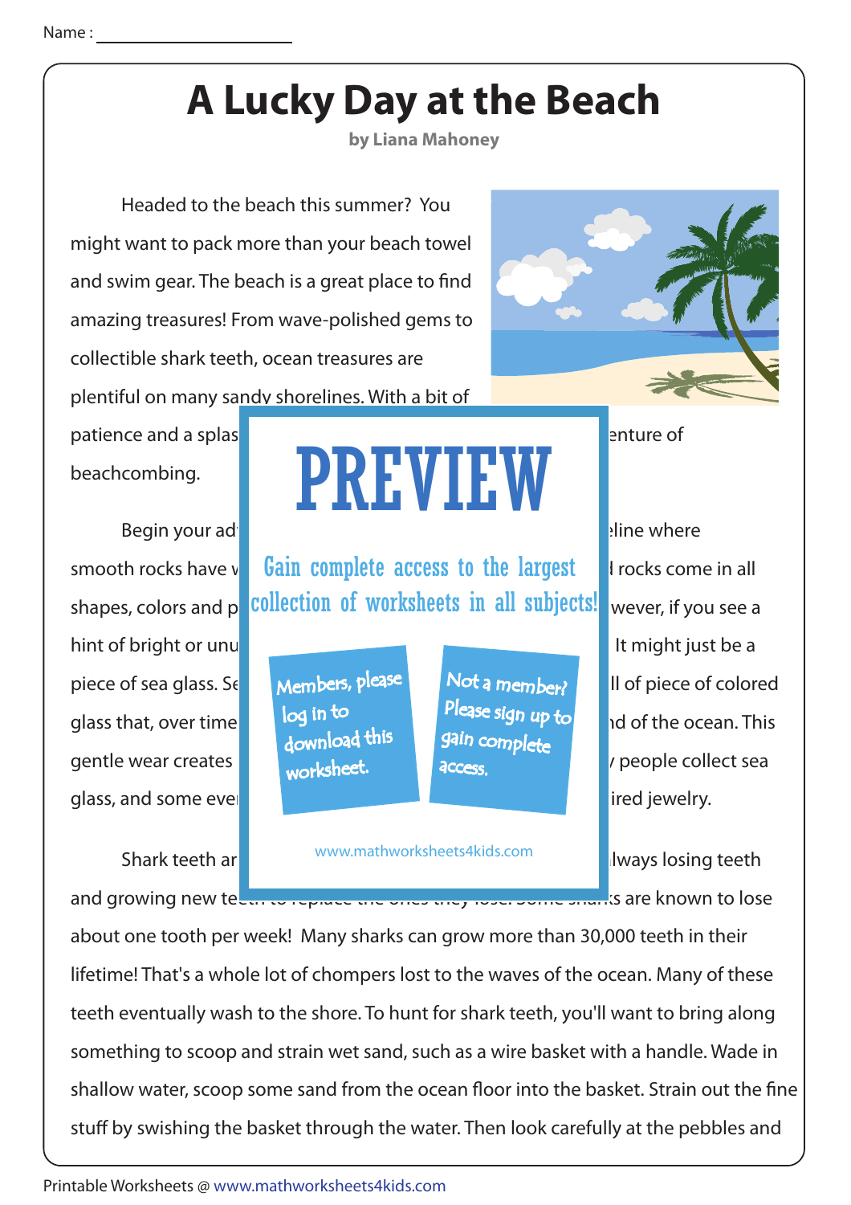Name : ______________________

# A Lucky Day at the Beach

**by Liana Mahoney**

Headed to the beach this summer? You might want to pack more than your beach towel and swim gear. The beach is a great place to find amazing treasures! From wave-polished gems to collectible shark teeth, ocean treasures are plentiful on many sandy shorelines. With a bit of patience and a splas enture of beachcombing.

Begin your ad eline where smooth rocks have w l rocks come in all shapes, colors and p wever, if you see a hint of bright or unu It might just be a piece of sea glass. Se ll of piece of colored glass that, over time nd of the ocean. This gentle wear creates y people collect sea glass, and some eve ired jewelry.

PREVIEW

Gain complete access to the largest collection of worksheets in all subjects!

Members, please log in to download this worksheet.

Not a member? Please sign up to gain complete access.

www.mathworksheets4kids.com

Shark teeth ar lways losing teeth and growing new te s are known to lose about one tooth per week! Many sharks can grow more than 30,000 teeth in their lifetime! That's a whole lot of chompers lost to the waves of the ocean. Many of these teeth eventually wash to the shore. To hunt for shark teeth, you'll want to bring along something to scoop and strain wet sand, such as a wire basket with a handle. Wade in shallow water, scoop some sand from the ocean floor into the basket. Strain out the fine stuff by swishing the basket through the water. Then look carefully at the pebbles and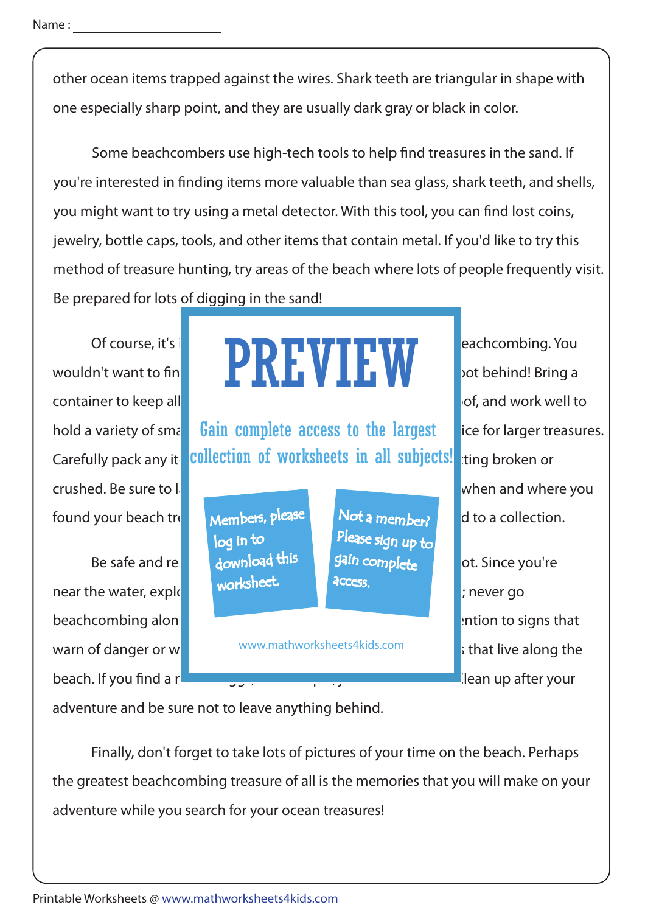Name : ______________________

other ocean items trapped against the wires. Shark teeth are triangular in shape with one especially sharp point, and they are usually dark gray or black in color.

Some beachcombers use high-tech tools to help find treasures in the sand. If you're interested in finding items more valuable than sea glass, shark teeth, and shells, you might want to try using a metal detector. With this tool, you can find lost coins, jewelry, bottle caps, tools, and other items that contain metal. If you'd like to try this method of treasure hunting, try areas of the beach where lots of people frequently visit. Be prepared for lots of digging in the sand!

Of course, it's i eachcombing. You wouldn't want to fin ot behind! Bring a container to keep all of, and work well to hold a variety of sma ice for larger treasures. Carefully pack any it ting broken or crushed. Be sure to l when and where you found your beach tr d to a collection.

Be safe and re ot. Since you're near the water, explo ; never go beachcombing alon ntion to signs that warn of danger or w that live along the beach. If you find a r lean up after your adventure and be sure not to leave anything behind.

Finally, don't forget to take lots of pictures of your time on the beach. Perhaps the greatest beachcombing treasure of all is the memories that you will make on your adventure while you search for your ocean treasures!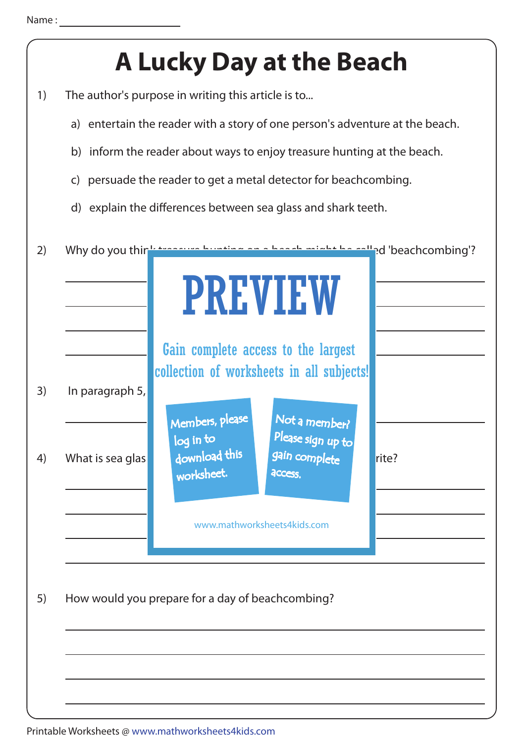Name : ____________________

# A Lucky Day at the Beach

1) The author's purpose in writing this article is to...

   a) entertain the reader with a story of one person's adventure at the beach.

   b) inform the reader about ways to enjoy treasure hunting at the beach.

   c) persuade the reader to get a metal detector for beachcombing.

   d) explain the differences between sea glass and shark teeth.

2) Why do you thin... ...ed 'beachcombing'?

3) In paragraph 5,

4) What is sea glas... ...rite?

PREVIEW

Gain complete access to the largest collection of worksheets in all subjects!

Members, please log in to download this worksheet.

Not a member? Please sign up to gain complete access.

www.mathworksheets4kids.com

5) How would you prepare for a day of beachcombing?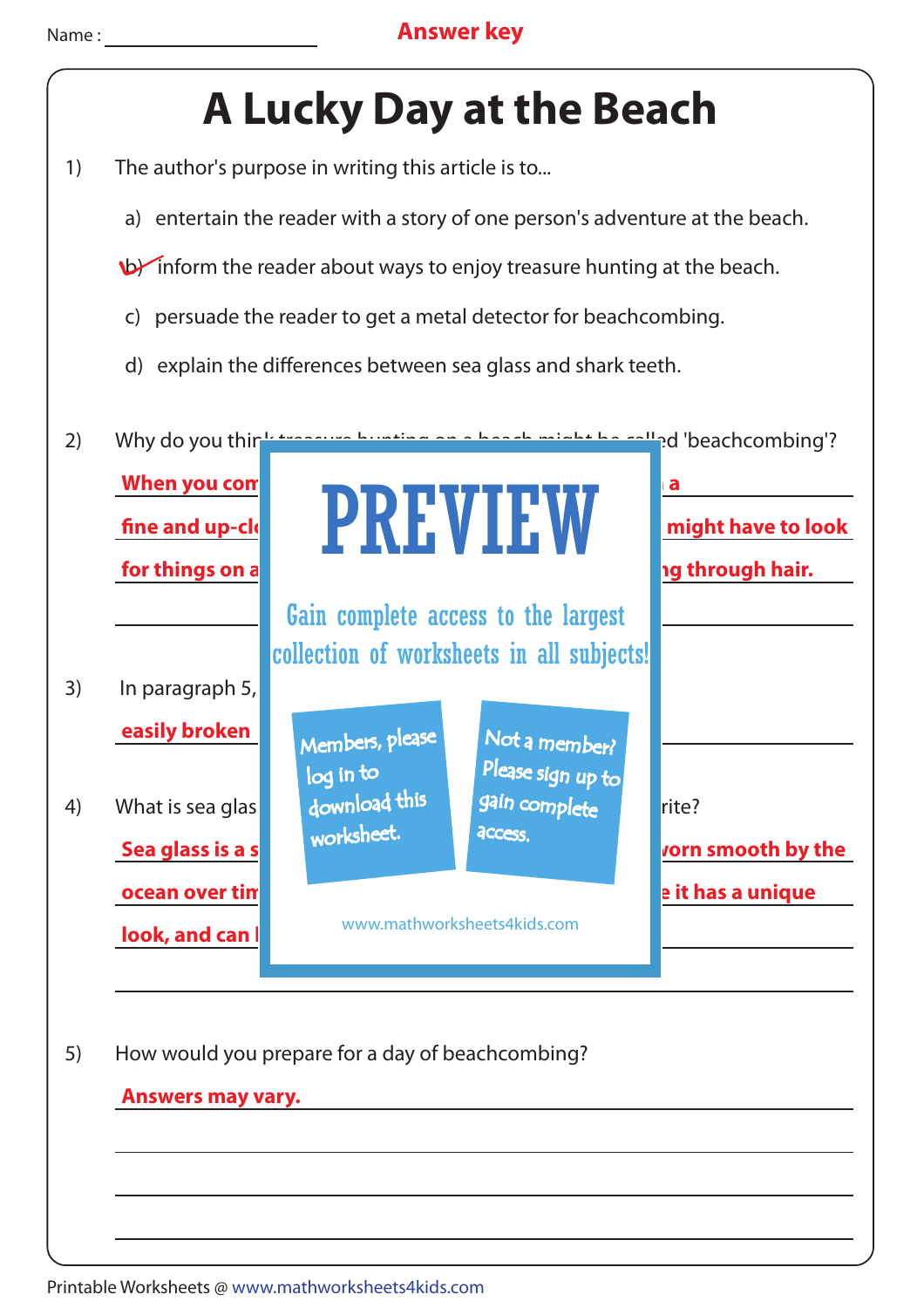Name : ____________________

**Answer key**

# A Lucky Day at the Beach

1) The author's purpose in writing this article is to...

   a) entertain the reader with a story of one person's adventure at the beach.

   b) inform the reader about ways to enjoy treasure hunting at the beach. ✓

   c) persuade the reader to get a metal detector for beachcombing.

   d) explain the differences between sea glass and shark teeth.

2) Why do you thin[k treasure hunting on a beach might be call]ed 'beachcombing'?

   **When you com** ... **a**

   **fine and up-cl** ... **might have to look**

   **for things on a** ... **ng through hair.**

3) In paragraph 5, ...

   **easily broken**

4) What is sea glas[s] ... [w]rite?

   **Sea glass is a s** ... **worn smooth by the**

   **ocean over tim** ... **e it has a unique**

   **look, and can l** ...

PREVIEW

Gain complete access to the largest collection of worksheets in all subjects!

Members, please log in to download this worksheet.

Not a member? Please sign up to gain complete access.

www.mathworksheets4kids.com

5) How would you prepare for a day of beachcombing?

   **Answers may vary.**